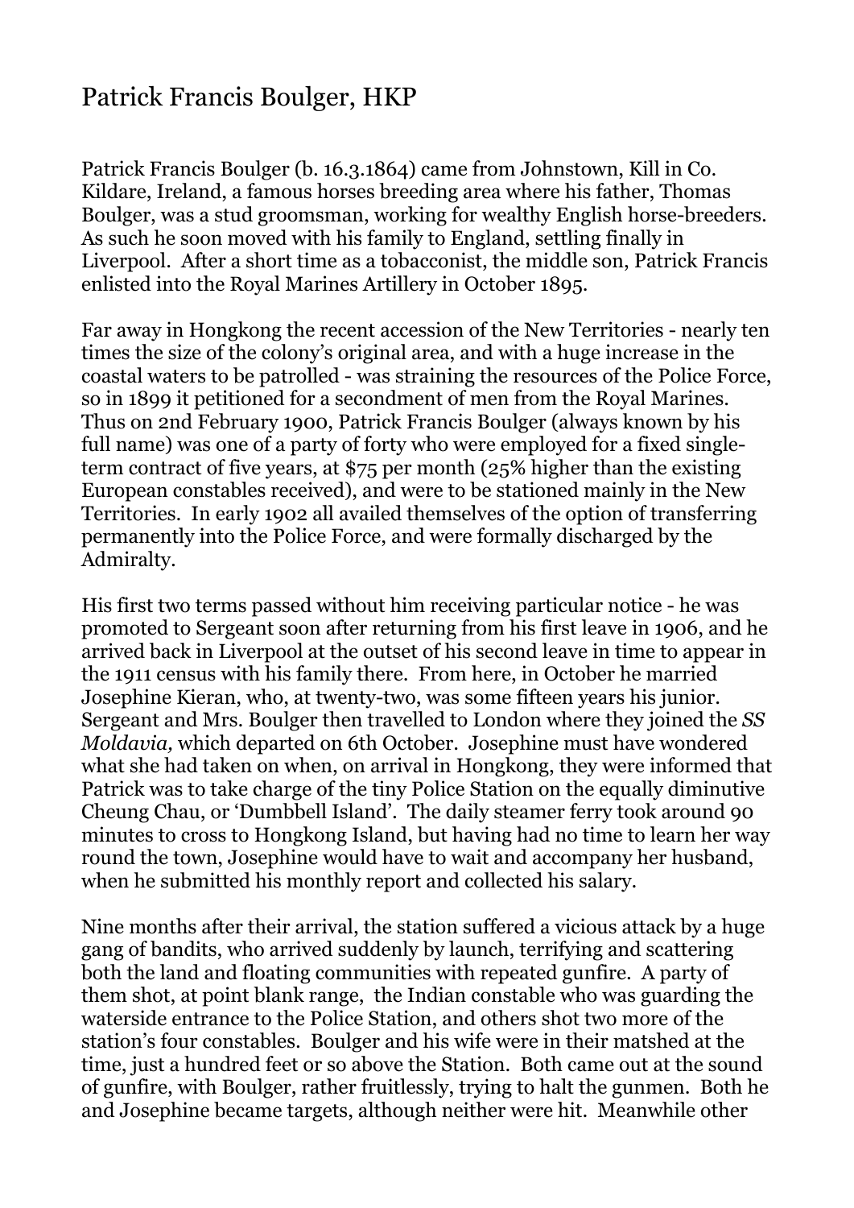# Patrick Francis Boulger, HKP

Patrick Francis Boulger (b. 16.3.1864) came from Johnstown, Kill in Co. Kildare, Ireland, a famous horses breeding area where his father, Thomas Boulger, was a stud groomsman, working for wealthy English horse-breeders. As such he soon moved with his family to England, settling finally in Liverpool. After a short time as a tobacconist, the middle son, Patrick Francis enlisted into the Royal Marines Artillery in October 1895.

Far away in Hongkong the recent accession of the New Territories - nearly ten times the size of the colony's original area, and with a huge increase in the coastal waters to be patrolled - was straining the resources of the Police Force, so in 1899 it petitioned for a secondment of men from the Royal Marines. Thus on 2nd February 1900, Patrick Francis Boulger (always known by his full name) was one of a party of forty who were employed for a fixed single-term contract of five years, at $75 per month (25% higher than the existing European constables received), and were to be stationed mainly in the New Territories. In early 1902 all availed themselves of the option of transferring permanently into the Police Force, and were formally discharged by the Admiralty.

His first two terms passed without him receiving particular notice - he was promoted to Sergeant soon after returning from his first leave in 1906, and he arrived back in Liverpool at the outset of his second leave in time to appear in the 1911 census with his family there. From here, in October he married Josephine Kieran, who, at twenty-two, was some fifteen years his junior. Sergeant and Mrs. Boulger then travelled to London where they joined the *SS Moldavia,* which departed on 6th October. Josephine must have wondered what she had taken on when, on arrival in Hongkong, they were informed that Patrick was to take charge of the tiny Police Station on the equally diminutive Cheung Chau, or 'Dumbbell Island'. The daily steamer ferry took around 90 minutes to cross to Hongkong Island, but having had no time to learn her way round the town, Josephine would have to wait and accompany her husband, when he submitted his monthly report and collected his salary.

Nine months after their arrival, the station suffered a vicious attack by a huge gang of bandits, who arrived suddenly by launch, terrifying and scattering both the land and floating communities with repeated gunfire. A party of them shot, at point blank range, the Indian constable who was guarding the waterside entrance to the Police Station, and others shot two more of the station's four constables. Boulger and his wife were in their matshed at the time, just a hundred feet or so above the Station. Both came out at the sound of gunfire, with Boulger, rather fruitlessly, trying to halt the gunmen. Both he and Josephine became targets, although neither were hit. Meanwhile other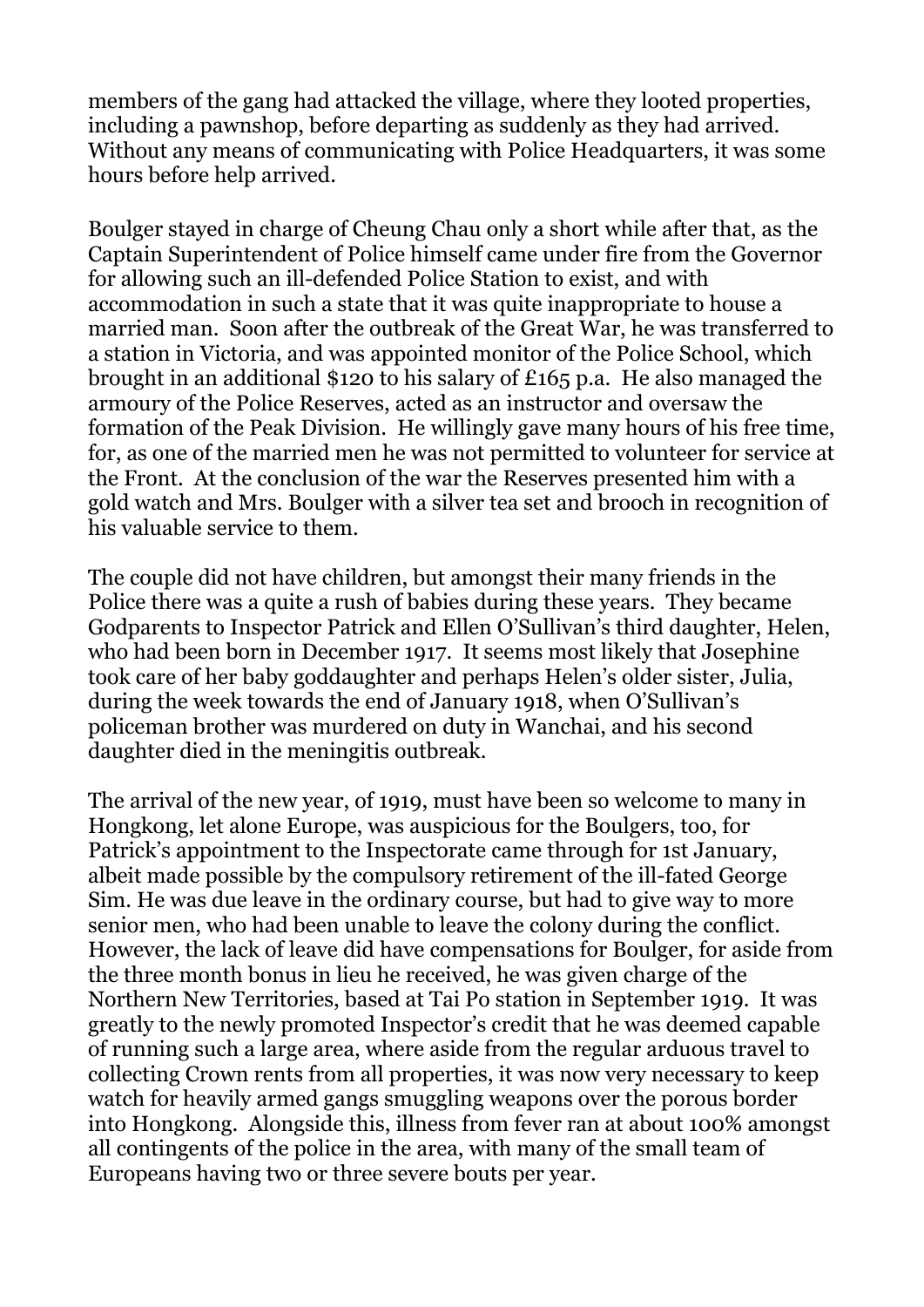members of the gang had attacked the village, where they looted properties, including a pawnshop, before departing as suddenly as they had arrived. Without any means of communicating with Police Headquarters, it was some hours before help arrived.

Boulger stayed in charge of Cheung Chau only a short while after that, as the Captain Superintendent of Police himself came under fire from the Governor for allowing such an ill-defended Police Station to exist, and with accommodation in such a state that it was quite inappropriate to house a married man. Soon after the outbreak of the Great War, he was transferred to a station in Victoria, and was appointed monitor of the Police School, which brought in an additional $120 to his salary of £165 p.a. He also managed the armoury of the Police Reserves, acted as an instructor and oversaw the formation of the Peak Division. He willingly gave many hours of his free time, for, as one of the married men he was not permitted to volunteer for service at the Front. At the conclusion of the war the Reserves presented him with a gold watch and Mrs. Boulger with a silver tea set and brooch in recognition of his valuable service to them.

The couple did not have children, but amongst their many friends in the Police there was a quite a rush of babies during these years. They became Godparents to Inspector Patrick and Ellen O'Sullivan's third daughter, Helen, who had been born in December 1917. It seems most likely that Josephine took care of her baby goddaughter and perhaps Helen's older sister, Julia, during the week towards the end of January 1918, when O'Sullivan's policeman brother was murdered on duty in Wanchai, and his second daughter died in the meningitis outbreak.

The arrival of the new year, of 1919, must have been so welcome to many in Hongkong, let alone Europe, was auspicious for the Boulgers, too, for Patrick's appointment to the Inspectorate came through for 1st January, albeit made possible by the compulsory retirement of the ill-fated George Sim. He was due leave in the ordinary course, but had to give way to more senior men, who had been unable to leave the colony during the conflict. However, the lack of leave did have compensations for Boulger, for aside from the three month bonus in lieu he received, he was given charge of the Northern New Territories, based at Tai Po station in September 1919. It was greatly to the newly promoted Inspector's credit that he was deemed capable of running such a large area, where aside from the regular arduous travel to collecting Crown rents from all properties, it was now very necessary to keep watch for heavily armed gangs smuggling weapons over the porous border into Hongkong. Alongside this, illness from fever ran at about 100% amongst all contingents of the police in the area, with many of the small team of Europeans having two or three severe bouts per year.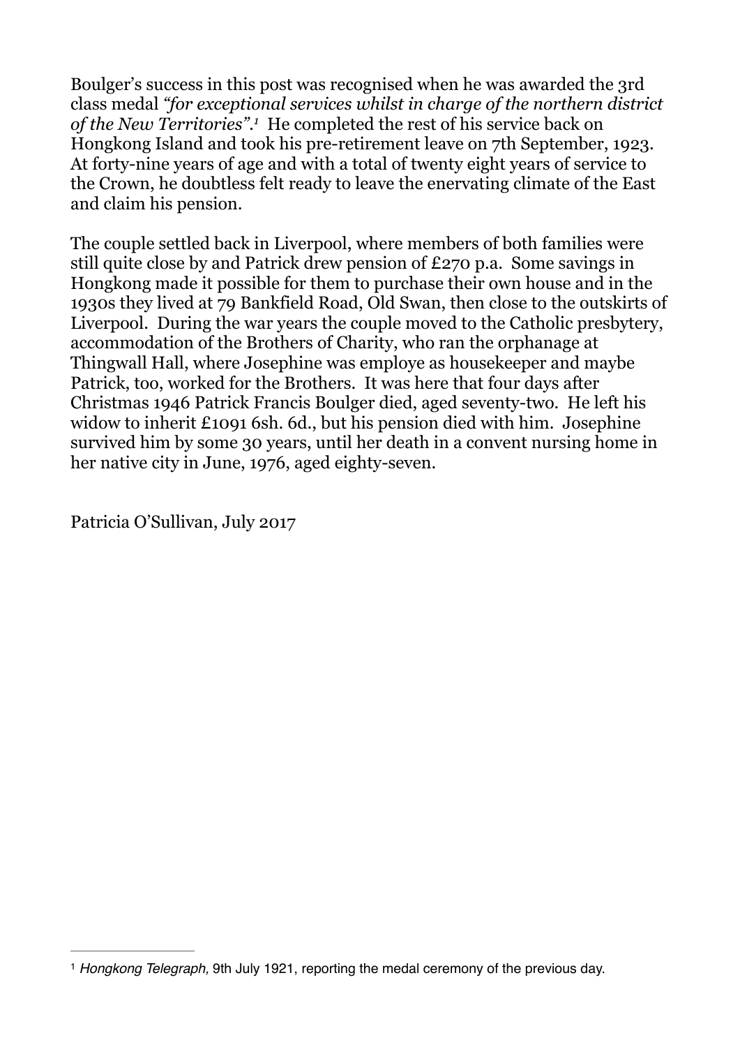Boulger's success in this post was recognised when he was awarded the 3rd class medal *"for exceptional services whilst in charge of the northern district of the New Territories"*.[1] He completed the rest of his service back on Hongkong Island and took his pre-retirement leave on 7th September, 1923. At forty-nine years of age and with a total of twenty eight years of service to the Crown, he doubtless felt ready to leave the enervating climate of the East and claim his pension.

The couple settled back in Liverpool, where members of both families were still quite close by and Patrick drew pension of £270 p.a. Some savings in Hongkong made it possible for them to purchase their own house and in the 1930s they lived at 79 Bankfield Road, Old Swan, then close to the outskirts of Liverpool. During the war years the couple moved to the Catholic presbytery, accommodation of the Brothers of Charity, who ran the orphanage at Thingwall Hall, where Josephine was employe as housekeeper and maybe Patrick, too, worked for the Brothers. It was here that four days after Christmas 1946 Patrick Francis Boulger died, aged seventy-two. He left his widow to inherit £1091 6sh. 6d., but his pension died with him. Josephine survived him by some 30 years, until her death in a convent nursing home in her native city in June, 1976, aged eighty-seven.

Patricia O'Sullivan, July 2017

---

[1] *Hongkong Telegraph,* 9th July 1921, reporting the medal ceremony of the previous day.